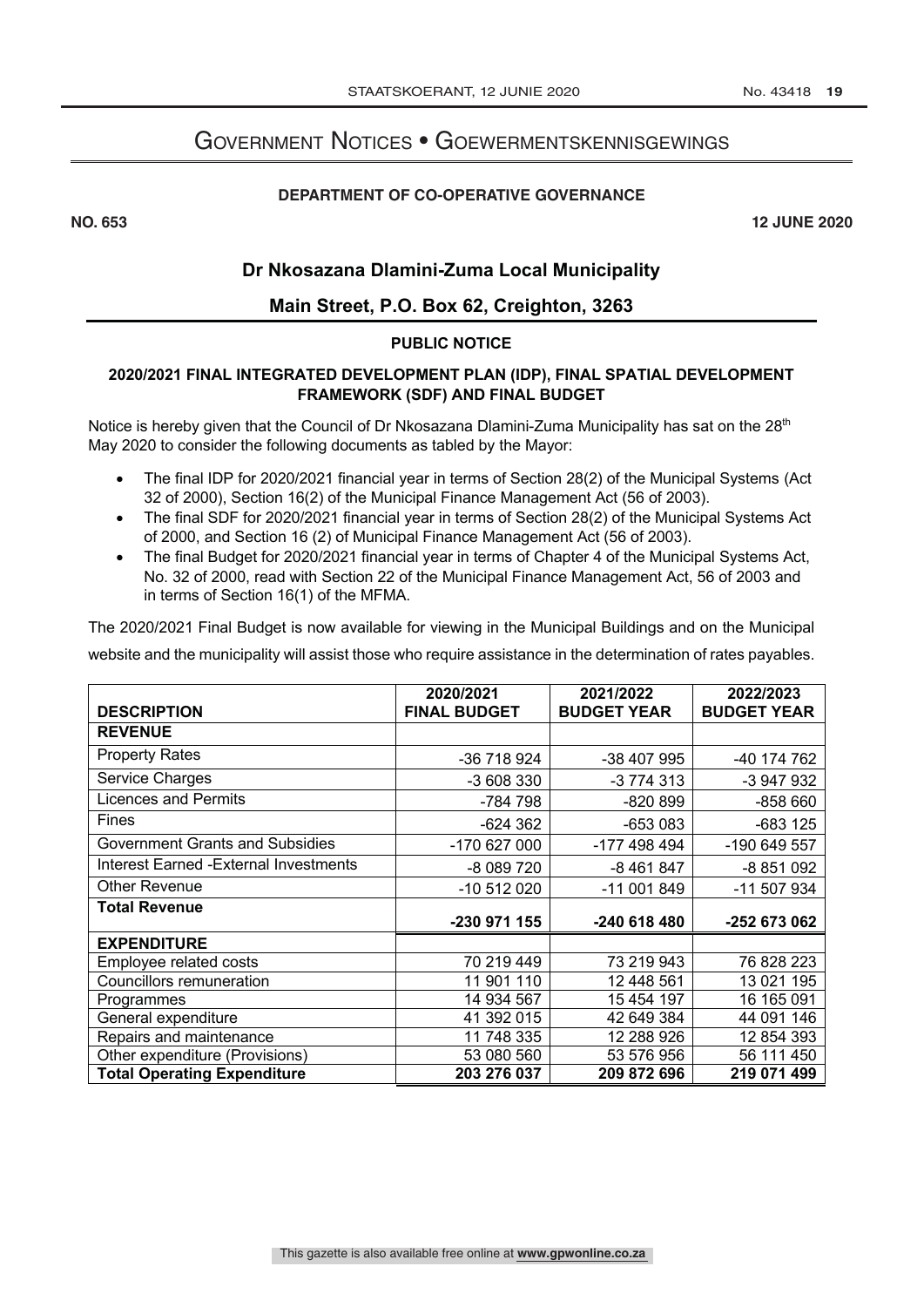# Government Notices • Goewermentskennisgewings

**DEPARTMENT OF CO-OPERATIVE GOVERNANCE**

**NO. 653** **12 JUNE 2020**

## Dr Nkosazana Dlamini-Zuma Local Municipality

## Main Street, P.O. Box 62, Creighton, 3263

**PUBLIC NOTICE**

**2020/2021 FINAL INTEGRATED DEVELOPMENT PLAN (IDP), FINAL SPATIAL DEVELOPMENT FRAMEWORK (SDF) AND FINAL BUDGET**

Notice is hereby given that the Council of Dr Nkosazana Dlamini-Zuma Municipality has sat on the 28th May 2020 to consider the following documents as tabled by the Mayor:

- The final IDP for 2020/2021 financial year in terms of Section 28(2) of the Municipal Systems (Act 32 of 2000), Section 16(2) of the Municipal Finance Management Act (56 of 2003).
- The final SDF for 2020/2021 financial year in terms of Section 28(2) of the Municipal Systems Act of 2000, and Section 16 (2) of Municipal Finance Management Act (56 of 2003).
- The final Budget for 2020/2021 financial year in terms of Chapter 4 of the Municipal Systems Act, No. 32 of 2000, read with Section 22 of the Municipal Finance Management Act, 56 of 2003 and in terms of Section 16(1) of the MFMA.

The 2020/2021 Final Budget is now available for viewing in the Municipal Buildings and on the Municipal website and the municipality will assist those who require assistance in the determination of rates payables.

| DESCRIPTION | 2020/2021 FINAL BUDGET | 2021/2022 BUDGET YEAR | 2022/2023 BUDGET YEAR |
|---|---|---|---|
| **REVENUE** | | | |
| Property Rates | -36 718 924 | -38 407 995 | -40 174 762 |
| Service Charges | -3 608 330 | -3 774 313 | -3 947 932 |
| Licences and Permits | -784 798 | -820 899 | -858 660 |
| Fines | -624 362 | -653 083 | -683 125 |
| Government Grants and Subsidies | -170 627 000 | -177 498 494 | -190 649 557 |
| Interest Earned -External Investments | -8 089 720 | -8 461 847 | -8 851 092 |
| Other Revenue | -10 512 020 | -11 001 849 | -11 507 934 |
| **Total Revenue** | **-230 971 155** | **-240 618 480** | **-252 673 062** |
| **EXPENDITURE** | | | |
| Employee related costs | 70 219 449 | 73 219 943 | 76 828 223 |
| Councillors remuneration | 11 901 110 | 12 448 561 | 13 021 195 |
| Programmes | 14 934 567 | 15 454 197 | 16 165 091 |
| General expenditure | 41 392 015 | 42 649 384 | 44 091 146 |
| Repairs and maintenance | 11 748 335 | 12 288 926 | 12 854 393 |
| Other expenditure (Provisions) | 53 080 560 | 53 576 956 | 56 111 450 |
| **Total Operating Expenditure** | **203 276 037** | **209 872 696** | **219 071 499** |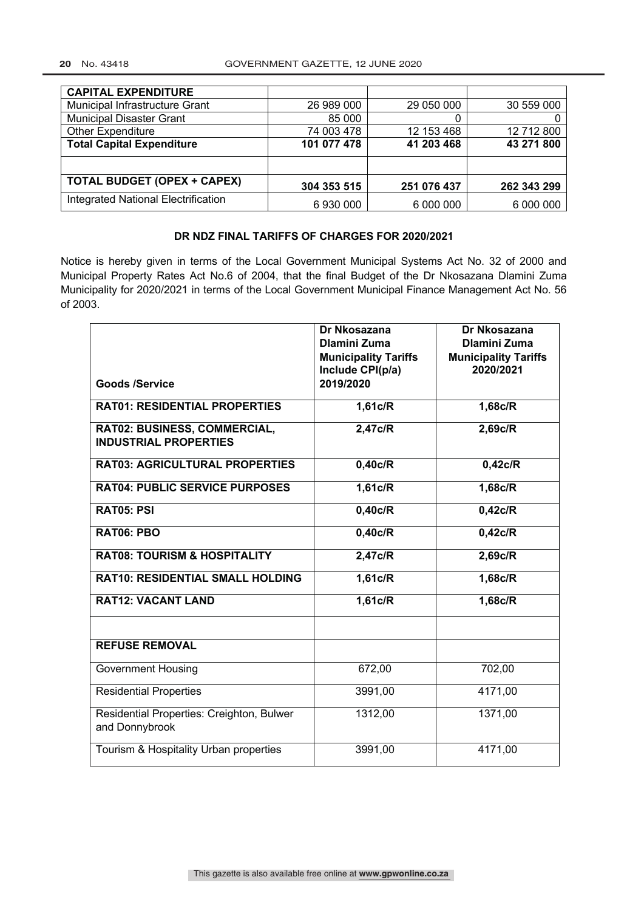| CAPITAL EXPENDITURE | | | |
|---|---|---|---|
| Municipal Infrastructure Grant | 26 989 000 | 29 050 000 | 30 559 000 |
| Municipal Disaster Grant | 85 000 | 0 | 0 |
| Other Expenditure | 74 003 478 | 12 153 468 | 12 712 800 |
| **Total Capital Expenditure** | **101 077 478** | **41 203 468** | **43 271 800** |
| | | | |
| **TOTAL BUDGET (OPEX + CAPEX)** | **304 353 515** | **251 076 437** | **262 343 299** |
| Integrated National Electrification | 6 930 000 | 6 000 000 | 6 000 000 |

### DR NDZ FINAL TARIFFS OF CHARGES FOR 2020/2021

Notice is hereby given in terms of the Local Government Municipal Systems Act No. 32 of 2000 and Municipal Property Rates Act No.6 of 2004, that the final Budget of the Dr Nkosazana Dlamini Zuma Municipality for 2020/2021 in terms of the Local Government Municipal Finance Management Act No. 56 of 2003.

| **Goods /Service** | **Dr Nkosazana Dlamini Zuma Municipality Tariffs Include CPI(p/a) 2019/2020** | **Dr Nkosazana Dlamini Zuma Municipality Tariffs 2020/2021** |
|---|---|---|
| **RAT01: RESIDENTIAL PROPERTIES** | **1,61c/R** | **1,68c/R** |
| **RAT02: BUSINESS, COMMERCIAL, INDUSTRIAL PROPERTIES** | **2,47c/R** | **2,69c/R** |
| **RAT03: AGRICULTURAL PROPERTIES** | **0,40c/R** | **0,42c/R** |
| **RAT04: PUBLIC SERVICE PURPOSES** | **1,61c/R** | **1,68c/R** |
| **RAT05: PSI** | **0,40c/R** | **0,42c/R** |
| **RAT06: PBO** | **0,40c/R** | **0,42c/R** |
| **RAT08: TOURISM & HOSPITALITY** | **2,47c/R** | **2,69c/R** |
| **RAT10: RESIDENTIAL SMALL HOLDING** | **1,61c/R** | **1,68c/R** |
| **RAT12: VACANT LAND** | **1,61c/R** | **1,68c/R** |
| | | |
| **REFUSE REMOVAL** | | |
| Government Housing | 672,00 | 702,00 |
| Residential Properties | 3991,00 | 4171,00 |
| Residential Properties: Creighton, Bulwer and Donnybrook | 1312,00 | 1371,00 |
| Tourism & Hospitality Urban properties | 3991,00 | 4171,00 |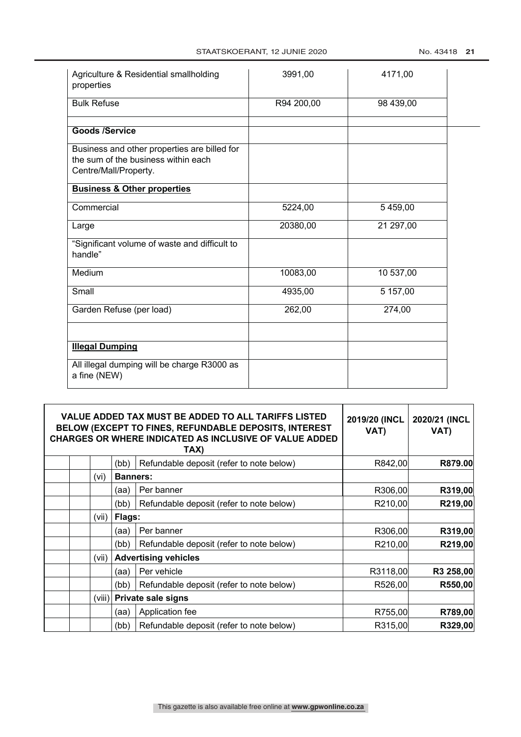| | | |
|---|---|---|
| Agriculture & Residential smallholding properties | 3991,00 | 4171,00 |
| Bulk Refuse | R94 200,00 | 98 439,00 |
| | | |
| **Goods /Service** | | |
| Business and other properties are billed for the sum of the business within each Centre/Mall/Property. | | |
| **Business & Other properties** | | |
| Commercial | 5224,00 | 5 459,00 |
| Large | 20380,00 | 21 297,00 |
| "Significant volume of waste and difficult to handle" | | |
| Medium | 10083,00 | 10 537,00 |
| Small | 4935,00 | 5 157,00 |
| Garden Refuse (per load) | 262,00 | 274,00 |
| | | |
| **Illegal Dumping** | | |
| All illegal dumping will be charge R3000 as a fine (NEW) | | |

| VALUE ADDED TAX MUST BE ADDED TO ALL TARIFFS LISTED BELOW (EXCEPT TO FINES, REFUNDABLE DEPOSITS, INTEREST CHARGES OR WHERE INDICATED AS INCLUSIVE OF VALUE ADDED TAX) | | | | | 2019/20 (INCL VAT) | 2020/21 (INCL VAT) |
|---|---|---|---|---|---|---|
| | | | (bb) | Refundable deposit (refer to note below) | R842,00 | **R879.00** |
| | | (vi) | **Banners:** | | | |
| | | | (aa) | Per banner | R306,00 | **R319,00** |
| | | | (bb) | Refundable deposit (refer to note below) | R210,00 | **R219,00** |
| | | (vii) | **Flags:** | | | |
| | | | (aa) | Per banner | R306,00 | **R319,00** |
| | | | (bb) | Refundable deposit (refer to note below) | R210,00 | **R219,00** |
| | | (vii) | **Advertising vehicles** | | | |
| | | | (aa) | Per vehicle | R3118,00 | **R3 258,00** |
| | | | (bb) | Refundable deposit (refer to note below) | R526,00 | **R550,00** |
| | | (viii) | **Private sale signs** | | | |
| | | | (aa) | Application fee | R755,00 | **R789,00** |
| | | | (bb) | Refundable deposit (refer to note below) | R315,00 | **R329,00** |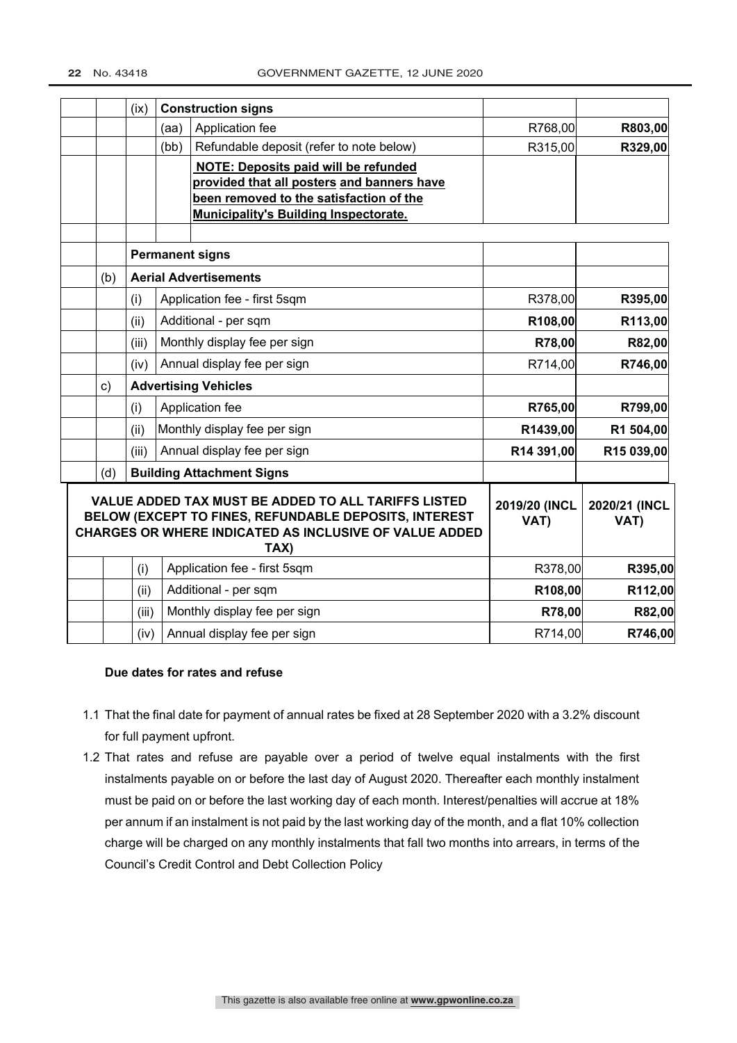| | | | | | | |
|---|---|---|---|---|---|---|
| | | (ix) | **Construction signs** | | | |
| | | | (aa) | Application fee | R768,00 | **R803,00** |
| | | | (bb) | Refundable deposit (refer to note below) | R315,00 | **R329,00** |
| | | | | **NOTE: Deposits paid will be refunded provided that all posters and banners have been removed to the satisfaction of the Municipality's Building Inspectorate.** | | |
| | | | | | | |
| | | **Permanent signs** | | | | |
| | (b) | **Aerial Advertisements** | | | | |
| | | (i) | Application fee - first 5sqm | | R378,00 | **R395,00** |
| | | (ii) | Additional - per sqm | | **R108,00** | **R113,00** |
| | | (iii) | Monthly display fee per sign | | **R78,00** | **R82,00** |
| | | (iv) | Annual display fee per sign | | R714,00 | **R746,00** |
| | c) | **Advertising Vehicles** | | | | |
| | | (i) | Application fee | | **R765,00** | **R799,00** |
| | | (ii) | Monthly display fee per sign | | **R1439,00** | **R1 504,00** |
| | | (iii) | Annual display fee per sign | | **R14 391,00** | **R15 039,00** |
| | (d) | **Building Attachment Signs** | | | | |

| | | | | 2019/20 (INCL VAT) | 2020/21 (INCL VAT) |
|---|---|---|---|---|---|
| **VALUE ADDED TAX MUST BE ADDED TO ALL TARIFFS LISTED BELOW (EXCEPT TO FINES, REFUNDABLE DEPOSITS, INTEREST CHARGES OR WHERE INDICATED AS INCLUSIVE OF VALUE ADDED TAX)** | | | | | |
| | | (i) | Application fee - first 5sqm | R378,00 | **R395,00** |
| | | (ii) | Additional - per sqm | **R108,00** | **R112,00** |
| | | (iii) | Monthly display fee per sign | **R78,00** | **R82,00** |
| | | (iv) | Annual display fee per sign | R714,00 | **R746,00** |

**Due dates for rates and refuse**

1.1 That the final date for payment of annual rates be fixed at 28 September 2020 with a 3.2% discount for full payment upfront.

1.2 That rates and refuse are payable over a period of twelve equal instalments with the first instalments payable on or before the last day of August 2020. Thereafter each monthly instalment must be paid on or before the last working day of each month. Interest/penalties will accrue at 18% per annum if an instalment is not paid by the last working day of the month, and a flat 10% collection charge will be charged on any monthly instalments that fall two months into arrears, in terms of the Council's Credit Control and Debt Collection Policy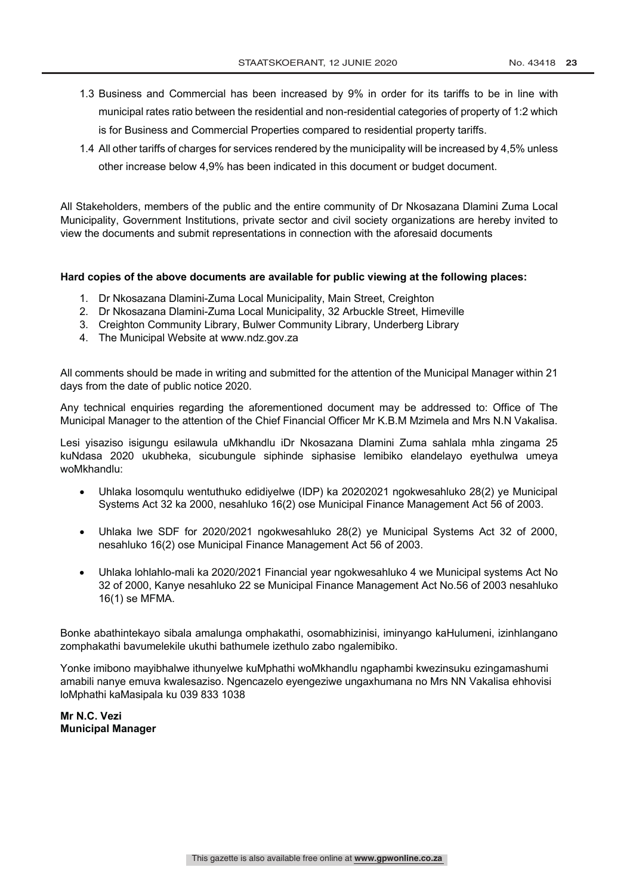1.3 Business and Commercial has been increased by 9% in order for its tariffs to be in line with municipal rates ratio between the residential and non-residential categories of property of 1:2 which is for Business and Commercial Properties compared to residential property tariffs.

1.4 All other tariffs of charges for services rendered by the municipality will be increased by 4,5% unless other increase below 4,9% has been indicated in this document or budget document.

All Stakeholders, members of the public and the entire community of Dr Nkosazana Dlamini Zuma Local Municipality, Government Institutions, private sector and civil society organizations are hereby invited to view the documents and submit representations in connection with the aforesaid documents

**Hard copies of the above documents are available for public viewing at the following places:**

1. Dr Nkosazana Dlamini-Zuma Local Municipality, Main Street, Creighton
2. Dr Nkosazana Dlamini-Zuma Local Municipality, 32 Arbuckle Street, Himeville
3. Creighton Community Library, Bulwer Community Library, Underberg Library
4. The Municipal Website at www.ndz.gov.za

All comments should be made in writing and submitted for the attention of the Municipal Manager within 21 days from the date of public notice 2020.

Any technical enquiries regarding the aforementioned document may be addressed to: Office of The Municipal Manager to the attention of the Chief Financial Officer Mr K.B.M Mzimela and Mrs N.N Vakalisa.

Lesi yisaziso isigungu esilawula uMkhandlu iDr Nkosazana Dlamini Zuma sahlala mhla zingama 25 kuNdasa 2020 ukubheka, sicubungule siphinde siphasise lemibiko elandelayo eyethulwa umeya woMkhandlu:

- Uhlaka losomqulu wentuthuko edidiyelwe (IDP) ka 20202021 ngokwesahluko 28(2) ye Municipal Systems Act 32 ka 2000, nesahluko 16(2) ose Municipal Finance Management Act 56 of 2003.

- Uhlaka lwe SDF for 2020/2021 ngokwesahluko 28(2) ye Municipal Systems Act 32 of 2000, nesahluko 16(2) ose Municipal Finance Management Act 56 of 2003.

- Uhlaka lohlahlo-mali ka 2020/2021 Financial year ngokwesahluko 4 we Municipal systems Act No 32 of 2000, Kanye nesahluko 22 se Municipal Finance Management Act No.56 of 2003 nesahluko 16(1) se MFMA.

Bonke abathintekayo sibala amalunga omphakathi, osomabhizinisi, iminyango kaHulumeni, izinhlangano zomphakathi bavumelekile ukuthi bathumele izethulo zabo ngalemibiko.

Yonke imibono mayibhalwe ithunyelwe kuMphathi woMkhandlu ngaphambi kwezinsuku ezingamashumi amabili nanye emuva kwalesaziso. Ngencazelo eyengeziwe ungaxhumana no Mrs NN Vakalisa ehhovisi loMphathi kaMasipala ku 039 833 1038

**Mr N.C. Vezi**
**Municipal Manager**